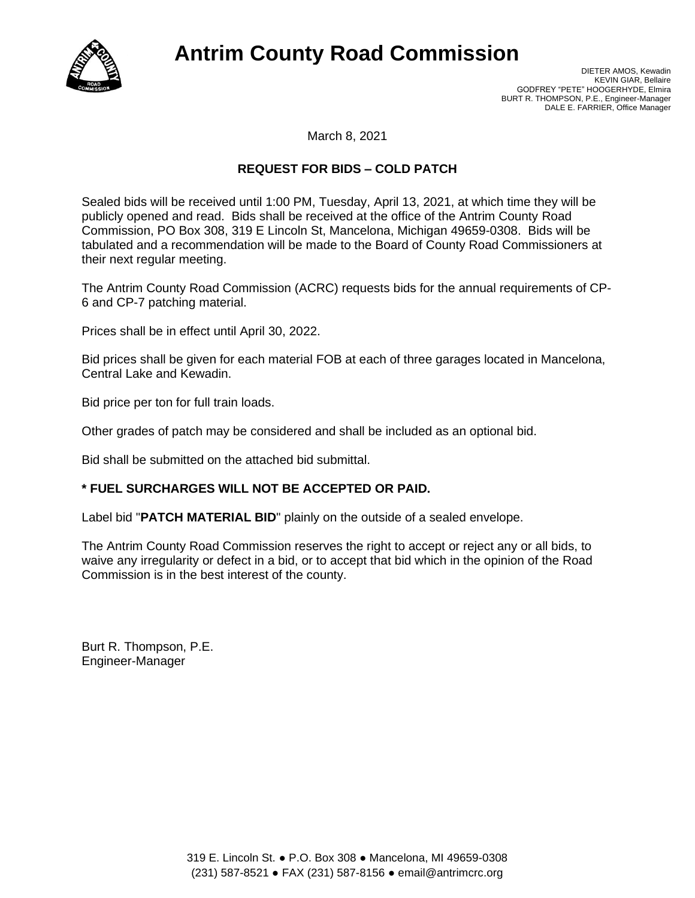# Antrim County Road Commission

DIETER AMOS, Kewadin
KEVIN GIAR, Bellaire
GODFREY "PETE" HOOGERHYDE, Elmira
BURT R. THOMPSON, P.E., Engineer-Manager
DALE E. FARRIER, Office Manager

March 8, 2021

**REQUEST FOR BIDS – COLD PATCH**

Sealed bids will be received until 1:00 PM, Tuesday, April 13, 2021, at which time they will be publicly opened and read. Bids shall be received at the office of the Antrim County Road Commission, PO Box 308, 319 E Lincoln St, Mancelona, Michigan 49659-0308. Bids will be tabulated and a recommendation will be made to the Board of County Road Commissioners at their next regular meeting.

The Antrim County Road Commission (ACRC) requests bids for the annual requirements of CP-6 and CP-7 patching material.

Prices shall be in effect until April 30, 2022.

Bid prices shall be given for each material FOB at each of three garages located in Mancelona, Central Lake and Kewadin.

Bid price per ton for full train loads.

Other grades of patch may be considered and shall be included as an optional bid.

Bid shall be submitted on the attached bid submittal.

**\* FUEL SURCHARGES WILL NOT BE ACCEPTED OR PAID.**

Label bid "**PATCH MATERIAL BID**" plainly on the outside of a sealed envelope.

The Antrim County Road Commission reserves the right to accept or reject any or all bids, to waive any irregularity or defect in a bid, or to accept that bid which in the opinion of the Road Commission is in the best interest of the county.

Burt R. Thompson, P.E.
Engineer-Manager

319 E. Lincoln St. ● P.O. Box 308 ● Mancelona, MI 49659-0308
(231) 587-8521 ● FAX (231) 587-8156 ● email@antrimcrc.org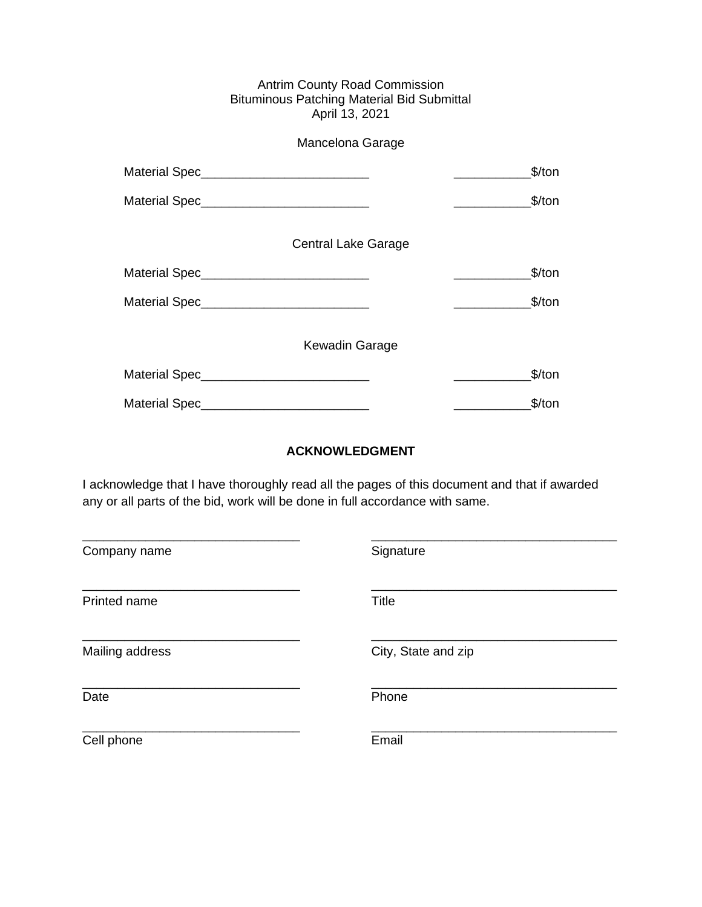Antrim County Road Commission
Bituminous Patching Material Bid Submittal
April 13, 2021

Mancelona Garage

Material Spec________________________ ___________$/ton

Material Spec________________________ ___________$/ton

Central Lake Garage

Material Spec________________________ ___________$/ton

Material Spec________________________ ___________$/ton

Kewadin Garage

Material Spec________________________ ___________$/ton

Material Spec________________________ ___________$/ton

**ACKNOWLEDGMENT**

I acknowledge that I have thoroughly read all the pages of this document and that if awarded any or all parts of the bid, work will be done in full accordance with same.

_______________________________ ___________________________________
Company name Signature

_______________________________ ___________________________________
Printed name Title

_______________________________ ___________________________________
Mailing address City, State and zip

_______________________________ ___________________________________
Date Phone

_______________________________ ___________________________________
Cell phone Email